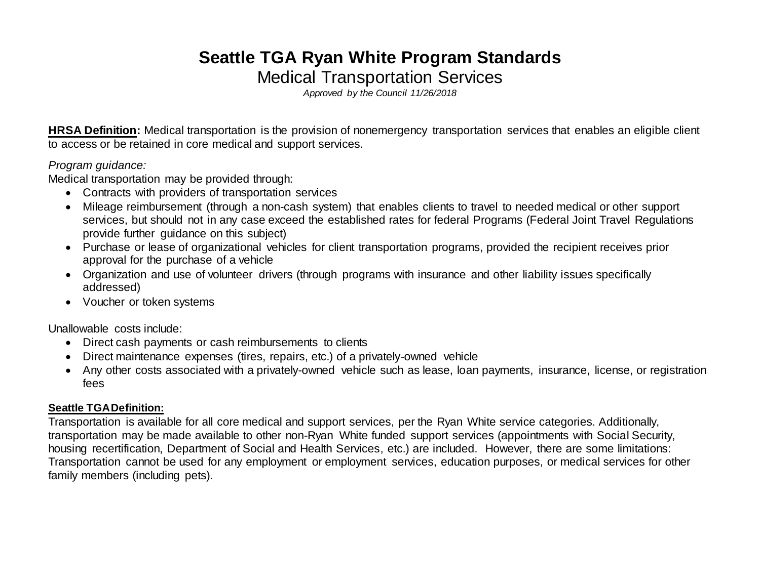# Seattle TGA Ryan White Program Standards

## Medical Transportation Services

*Approved by the Council 11/26/2018*

**HRSA Definition:** Medical transportation is the provision of nonemergency transportation services that enables an eligible client to access or be retained in core medical and support services.

*Program guidance:*

Medical transportation may be provided through:

- Contracts with providers of transportation services
- Mileage reimbursement (through a non-cash system) that enables clients to travel to needed medical or other support services, but should not in any case exceed the established rates for federal Programs (Federal Joint Travel Regulations provide further guidance on this subject)
- Purchase or lease of organizational vehicles for client transportation programs, provided the recipient receives prior approval for the purchase of a vehicle
- Organization and use of volunteer drivers (through programs with insurance and other liability issues specifically addressed)
- Voucher or token systems

Unallowable costs include:

- Direct cash payments or cash reimbursements to clients
- Direct maintenance expenses (tires, repairs, etc.) of a privately-owned vehicle
- Any other costs associated with a privately-owned vehicle such as lease, loan payments, insurance, license, or registration fees

**Seattle TGA Definition:**

Transportation is available for all core medical and support services, per the Ryan White service categories. Additionally, transportation may be made available to other non-Ryan White funded support services (appointments with Social Security, housing recertification, Department of Social and Health Services, etc.) are included. However, there are some limitations: Transportation cannot be used for any employment or employment services, education purposes, or medical services for other family members (including pets).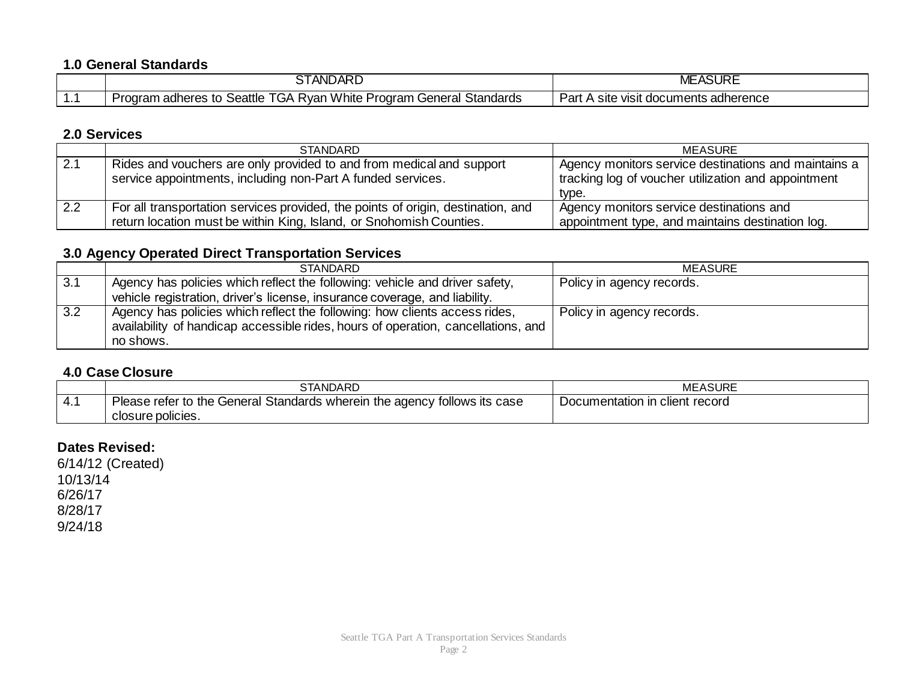### 1.0 General Standards

| | STANDARD | MEASURE |
|---|---|---|
| 1.1 | Program adheres to Seattle TGA Ryan White Program General Standards | Part A site visit documents adherence |

### 2.0 Services

| | STANDARD | MEASURE |
|---|---|---|
| 2.1 | Rides and vouchers are only provided to and from medical and support service appointments, including non-Part A funded services. | Agency monitors service destinations and maintains a tracking log of voucher utilization and appointment type. |
| 2.2 | For all transportation services provided, the points of origin, destination, and return location must be within King, Island, or Snohomish Counties. | Agency monitors service destinations and appointment type, and maintains destination log. |

### 3.0 Agency Operated Direct Transportation Services

| | STANDARD | MEASURE |
|---|---|---|
| 3.1 | Agency has policies which reflect the following: vehicle and driver safety, vehicle registration, driver's license, insurance coverage, and liability. | Policy in agency records. |
| 3.2 | Agency has policies which reflect the following: how clients access rides, availability of handicap accessible rides, hours of operation, cancellations, and no shows. | Policy in agency records. |

### 4.0 Case Closure

| | STANDARD | MEASURE |
|---|---|---|
| 4.1 | Please refer to the General Standards wherein the agency follows its case closure policies. | Documentation in client record |

**Dates Revised:**

6/14/12 (Created)
10/13/14
6/26/17
8/28/17
9/24/18